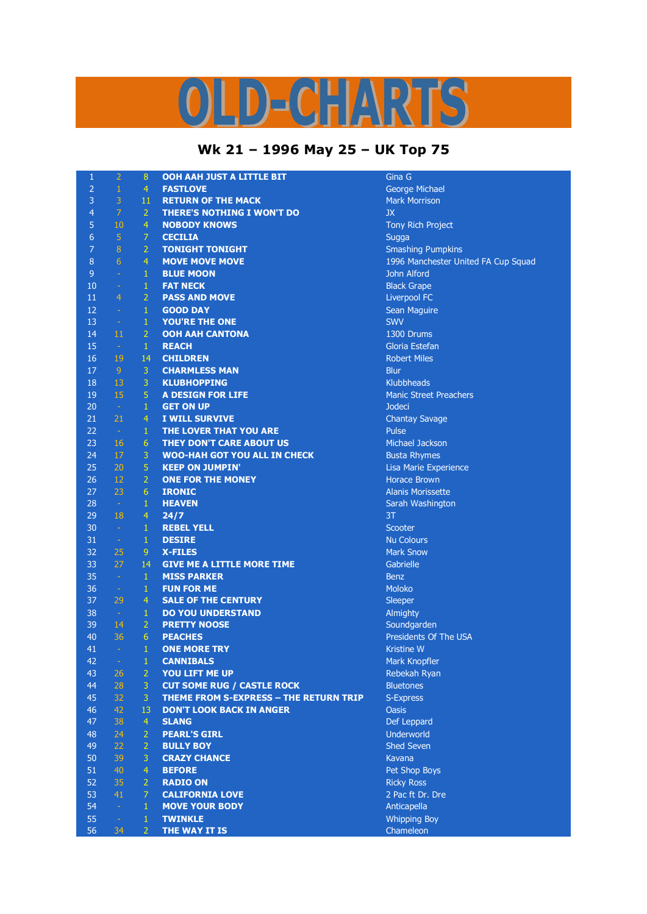# OLD-CHARTS

## Wk 21 – 1996 May 25 – UK Top 75

| | | | | |
|---|---|---|---|---|
| 1 | 2 | 8 | OOH AAH JUST A LITTLE BIT | Gina G |
| 2 | 1 | 4 | FASTLOVE | George Michael |
| 3 | 3 | 11 | RETURN OF THE MACK | Mark Morrison |
| 4 | 7 | 2 | THERE'S NOTHING I WON'T DO | JX |
| 5 | 10 | 4 | NOBODY KNOWS | Tony Rich Project |
| 6 | 5 | 7 | CECILIA | Sugga |
| 7 | 8 | 2 | TONIGHT TONIGHT | Smashing Pumpkins |
| 8 | 6 | 4 | MOVE MOVE MOVE | 1996 Manchester United FA Cup Squad |
| 9 | - | 1 | BLUE MOON | John Alford |
| 10 | - | 1 | FAT NECK | Black Grape |
| 11 | 4 | 2 | PASS AND MOVE | Liverpool FC |
| 12 | - | 1 | GOOD DAY | Sean Maguire |
| 13 | - | 1 | YOU'RE THE ONE | SWV |
| 14 | 11 | 2 | OOH AAH CANTONA | 1300 Drums |
| 15 | - | 1 | REACH | Gloria Estefan |
| 16 | 19 | 14 | CHILDREN | Robert Miles |
| 17 | 9 | 3 | CHARMLESS MAN | Blur |
| 18 | 13 | 3 | KLUBHOPPING | Klubbheads |
| 19 | 15 | 5 | A DESIGN FOR LIFE | Manic Street Preachers |
| 20 | - | 1 | GET ON UP | Jodeci |
| 21 | 21 | 4 | I WILL SURVIVE | Chantay Savage |
| 22 | - | 1 | THE LOVER THAT YOU ARE | Pulse |
| 23 | 16 | 6 | THEY DON'T CARE ABOUT US | Michael Jackson |
| 24 | 17 | 3 | WOO-HAH GOT YOU ALL IN CHECK | Busta Rhymes |
| 25 | 20 | 5 | KEEP ON JUMPIN' | Lisa Marie Experience |
| 26 | 12 | 2 | ONE FOR THE MONEY | Horace Brown |
| 27 | 23 | 6 | IRONIC | Alanis Morissette |
| 28 | - | 1 | HEAVEN | Sarah Washington |
| 29 | 18 | 4 | 24/7 | 3T |
| 30 | - | 1 | REBEL YELL | Scooter |
| 31 | - | 1 | DESIRE | Nu Colours |
| 32 | 25 | 9 | X-FILES | Mark Snow |
| 33 | 27 | 14 | GIVE ME A LITTLE MORE TIME | Gabrielle |
| 35 | - | 1 | MISS PARKER | Benz |
| 36 | - | 1 | FUN FOR ME | Moloko |
| 37 | 29 | 4 | SALE OF THE CENTURY | Sleeper |
| 38 | - | 1 | DO YOU UNDERSTAND | Almighty |
| 39 | 14 | 2 | PRETTY NOOSE | Soundgarden |
| 40 | 36 | 6 | PEACHES | Presidents Of The USA |
| 41 | - | 1 | ONE MORE TRY | Kristine W |
| 42 | - | 1 | CANNIBALS | Mark Knopfler |
| 43 | 26 | 2 | YOU LIFT ME UP | Rebekah Ryan |
| 44 | 28 | 3 | CUT SOME RUG / CASTLE ROCK | Bluetones |
| 45 | 32 | 3 | THEME FROM S-EXPRESS – THE RETURN TRIP | S-Express |
| 46 | 42 | 13 | DON'T LOOK BACK IN ANGER | Oasis |
| 47 | 38 | 4 | SLANG | Def Leppard |
| 48 | 24 | 2 | PEARL'S GIRL | Underworld |
| 49 | 22 | 2 | BULLY BOY | Shed Seven |
| 50 | 39 | 3 | CRAZY CHANCE | Kavana |
| 51 | 40 | 4 | BEFORE | Pet Shop Boys |
| 52 | 35 | 2 | RADIO ON | Ricky Ross |
| 53 | 41 | 7 | CALIFORNIA LOVE | 2 Pac ft Dr. Dre |
| 54 | - | 1 | MOVE YOUR BODY | Anticapella |
| 55 | - | 1 | TWINKLE | Whipping Boy |
| 56 | 34 | 2 | THE WAY IT IS | Chameleon |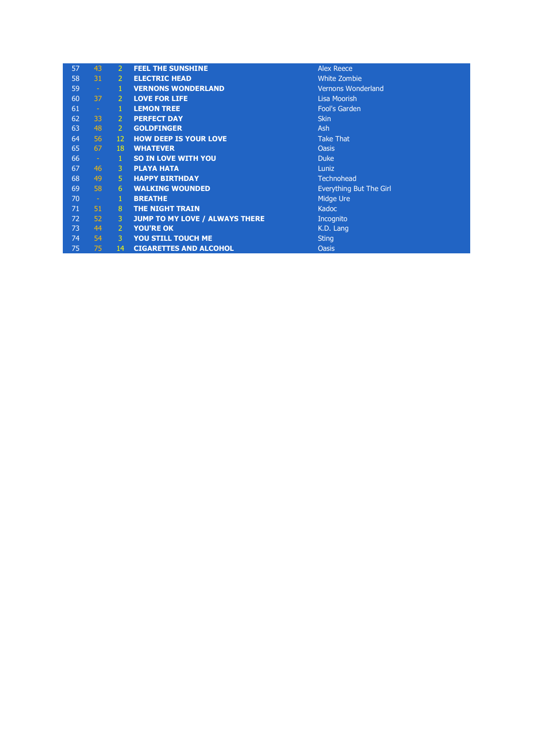| | | | | |
|---|---|---|---|---|
| 57 | 43 | 2 | **FEEL THE SUNSHINE** | Alex Reece |
| 58 | 31 | 2 | **ELECTRIC HEAD** | White Zombie |
| 59 | - | 1 | **VERNONS WONDERLAND** | Vernons Wonderland |
| 60 | 37 | 2 | **LOVE FOR LIFE** | Lisa Moorish |
| 61 | - | 1 | **LEMON TREE** | Fool's Garden |
| 62 | 33 | 2 | **PERFECT DAY** | Skin |
| 63 | 48 | 2 | **GOLDFINGER** | Ash |
| 64 | 56 | 12 | **HOW DEEP IS YOUR LOVE** | Take That |
| 65 | 67 | 18 | **WHATEVER** | Oasis |
| 66 | - | 1 | **SO IN LOVE WITH YOU** | Duke |
| 67 | 46 | 3 | **PLAYA HATA** | Luniz |
| 68 | 49 | 5 | **HAPPY BIRTHDAY** | Technohead |
| 69 | 58 | 6 | **WALKING WOUNDED** | Everything But The Girl |
| 70 | - | 1 | **BREATHE** | Midge Ure |
| 71 | 51 | 8 | **THE NIGHT TRAIN** | Kadoc |
| 72 | 52 | 3 | **JUMP TO MY LOVE / ALWAYS THERE** | Incognito |
| 73 | 44 | 2 | **YOU'RE OK** | K.D. Lang |
| 74 | 54 | 3 | **YOU STILL TOUCH ME** | Sting |
| 75 | 75 | 14 | **CIGARETTES AND ALCOHOL** | Oasis |